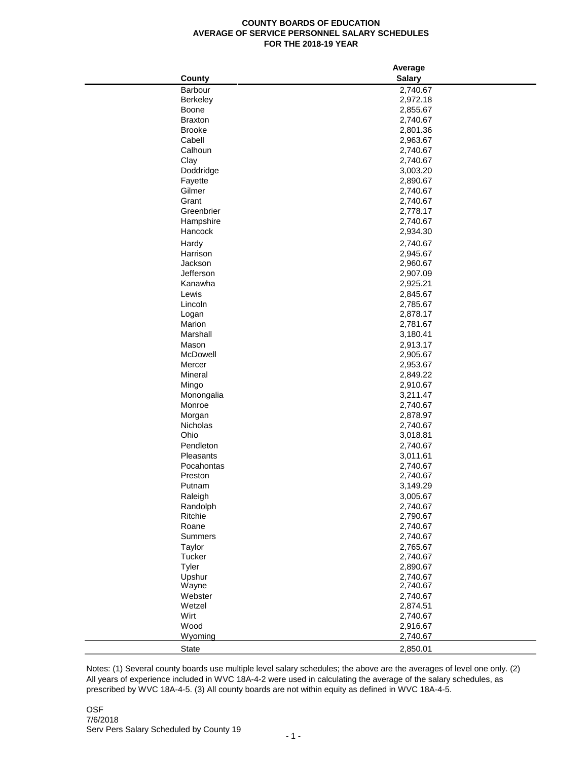# COUNTY BOARDS OF EDUCATION
## AVERAGE OF SERVICE PERSONNEL SALARY SCHEDULES
## FOR THE 2018-19 YEAR

| County | Average Salary |
|---|---|
| Barbour | 2,740.67 |
| Berkeley | 2,972.18 |
| Boone | 2,855.67 |
| Braxton | 2,740.67 |
| Brooke | 2,801.36 |
| Cabell | 2,963.67 |
| Calhoun | 2,740.67 |
| Clay | 2,740.67 |
| Doddridge | 3,003.20 |
| Fayette | 2,890.67 |
| Gilmer | 2,740.67 |
| Grant | 2,740.67 |
| Greenbrier | 2,778.17 |
| Hampshire | 2,740.67 |
| Hancock | 2,934.30 |
| Hardy | 2,740.67 |
| Harrison | 2,945.67 |
| Jackson | 2,960.67 |
| Jefferson | 2,907.09 |
| Kanawha | 2,925.21 |
| Lewis | 2,845.67 |
| Lincoln | 2,785.67 |
| Logan | 2,878.17 |
| Marion | 2,781.67 |
| Marshall | 3,180.41 |
| Mason | 2,913.17 |
| McDowell | 2,905.67 |
| Mercer | 2,953.67 |
| Mineral | 2,849.22 |
| Mingo | 2,910.67 |
| Monongalia | 3,211.47 |
| Monroe | 2,740.67 |
| Morgan | 2,878.97 |
| Nicholas | 2,740.67 |
| Ohio | 3,018.81 |
| Pendleton | 2,740.67 |
| Pleasants | 3,011.61 |
| Pocahontas | 2,740.67 |
| Preston | 2,740.67 |
| Putnam | 3,149.29 |
| Raleigh | 3,005.67 |
| Randolph | 2,740.67 |
| Ritchie | 2,790.67 |
| Roane | 2,740.67 |
| Summers | 2,740.67 |
| Taylor | 2,765.67 |
| Tucker | 2,740.67 |
| Tyler | 2,890.67 |
| Upshur | 2,740.67 |
| Wayne | 2,740.67 |
| Webster | 2,740.67 |
| Wetzel | 2,874.51 |
| Wirt | 2,740.67 |
| Wood | 2,916.67 |
| Wyoming | 2,740.67 |
| State | 2,850.01 |

Notes: (1) Several county boards use multiple level salary schedules; the above are the averages of level one only. (2) All years of experience included in WVC 18A-4-2 were used in calculating the average of the salary schedules, as prescribed by WVC 18A-4-5. (3) All county boards are not within equity as defined in WVC 18A-4-5.

OSF
7/6/2018
Serv Pers Salary Scheduled by County 19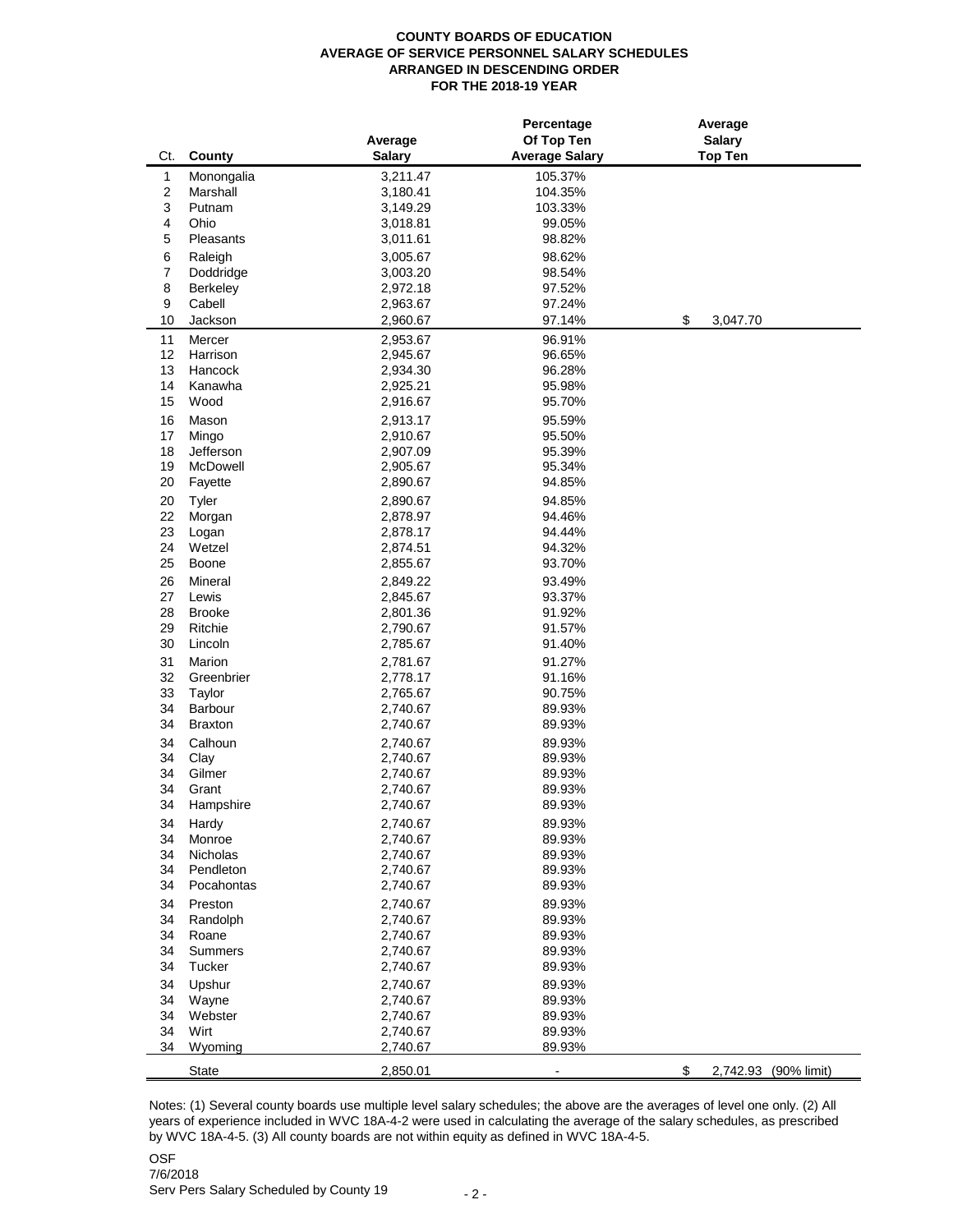**COUNTY BOARDS OF EDUCATION**
**AVERAGE OF SERVICE PERSONNEL SALARY SCHEDULES**
**ARRANGED IN DESCENDING ORDER**
**FOR THE 2018-19 YEAR**

| Ct. | County | Average Salary | Percentage Of Top Ten Average Salary | Average Salary Top Ten |
|---|---|---|---|---|
| 1 | Monongalia | 3,211.47 | 105.37% | |
| 2 | Marshall | 3,180.41 | 104.35% | |
| 3 | Putnam | 3,149.29 | 103.33% | |
| 4 | Ohio | 3,018.81 | 99.05% | |
| 5 | Pleasants | 3,011.61 | 98.82% | |
| 6 | Raleigh | 3,005.67 | 98.62% | |
| 7 | Doddridge | 3,003.20 | 98.54% | |
| 8 | Berkeley | 2,972.18 | 97.52% | |
| 9 | Cabell | 2,963.67 | 97.24% | |
| 10 | Jackson | 2,960.67 | 97.14% | $ 3,047.70 |
| 11 | Mercer | 2,953.67 | 96.91% | |
| 12 | Harrison | 2,945.67 | 96.65% | |
| 13 | Hancock | 2,934.30 | 96.28% | |
| 14 | Kanawha | 2,925.21 | 95.98% | |
| 15 | Wood | 2,916.67 | 95.70% | |
| 16 | Mason | 2,913.17 | 95.59% | |
| 17 | Mingo | 2,910.67 | 95.50% | |
| 18 | Jefferson | 2,907.09 | 95.39% | |
| 19 | McDowell | 2,905.67 | 95.34% | |
| 20 | Fayette | 2,890.67 | 94.85% | |
| 20 | Tyler | 2,890.67 | 94.85% | |
| 22 | Morgan | 2,878.97 | 94.46% | |
| 23 | Logan | 2,878.17 | 94.44% | |
| 24 | Wetzel | 2,874.51 | 94.32% | |
| 25 | Boone | 2,855.67 | 93.70% | |
| 26 | Mineral | 2,849.22 | 93.49% | |
| 27 | Lewis | 2,845.67 | 93.37% | |
| 28 | Brooke | 2,801.36 | 91.92% | |
| 29 | Ritchie | 2,790.67 | 91.57% | |
| 30 | Lincoln | 2,785.67 | 91.40% | |
| 31 | Marion | 2,781.67 | 91.27% | |
| 32 | Greenbrier | 2,778.17 | 91.16% | |
| 33 | Taylor | 2,765.67 | 90.75% | |
| 34 | Barbour | 2,740.67 | 89.93% | |
| 34 | Braxton | 2,740.67 | 89.93% | |
| 34 | Calhoun | 2,740.67 | 89.93% | |
| 34 | Clay | 2,740.67 | 89.93% | |
| 34 | Gilmer | 2,740.67 | 89.93% | |
| 34 | Grant | 2,740.67 | 89.93% | |
| 34 | Hampshire | 2,740.67 | 89.93% | |
| 34 | Hardy | 2,740.67 | 89.93% | |
| 34 | Monroe | 2,740.67 | 89.93% | |
| 34 | Nicholas | 2,740.67 | 89.93% | |
| 34 | Pendleton | 2,740.67 | 89.93% | |
| 34 | Pocahontas | 2,740.67 | 89.93% | |
| 34 | Preston | 2,740.67 | 89.93% | |
| 34 | Randolph | 2,740.67 | 89.93% | |
| 34 | Roane | 2,740.67 | 89.93% | |
| 34 | Summers | 2,740.67 | 89.93% | |
| 34 | Tucker | 2,740.67 | 89.93% | |
| 34 | Upshur | 2,740.67 | 89.93% | |
| 34 | Wayne | 2,740.67 | 89.93% | |
| 34 | Webster | 2,740.67 | 89.93% | |
| 34 | Wirt | 2,740.67 | 89.93% | |
| 34 | Wyoming | 2,740.67 | 89.93% | |
| | State | 2,850.01 | - | $ 2,742.93 (90% limit) |

Notes: (1) Several county boards use multiple level salary schedules; the above are the averages of level one only. (2) All years of experience included in WVC 18A-4-2 were used in calculating the average of the salary schedules, as prescribed by WVC 18A-4-5. (3) All county boards are not within equity as defined in WVC 18A-4-5.

OSF
7/6/2018
Serv Pers Salary Scheduled by County 19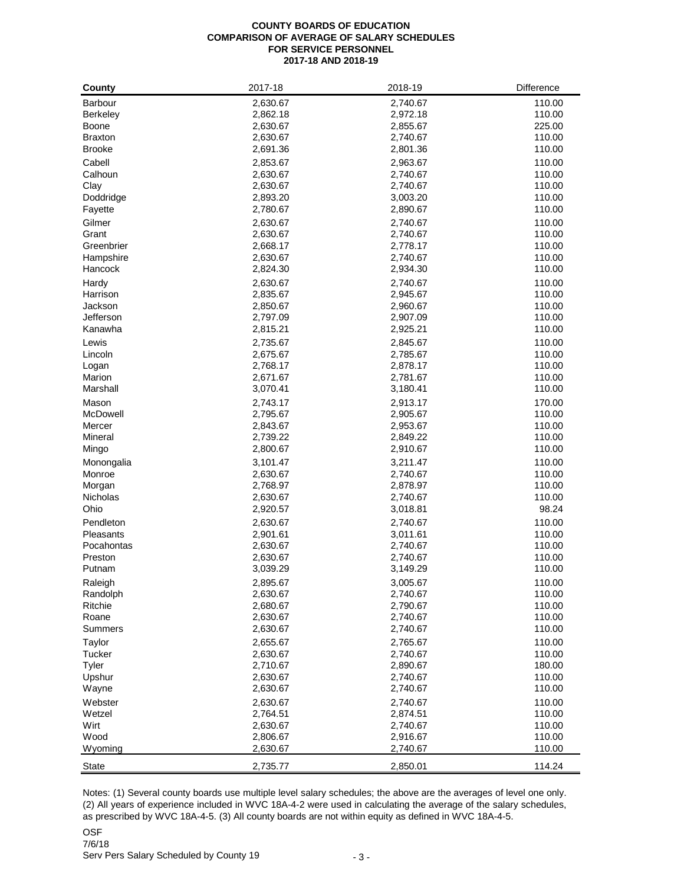**COUNTY BOARDS OF EDUCATION**
**COMPARISON OF AVERAGE OF SALARY SCHEDULES**
**FOR SERVICE PERSONNEL**
**2017-18 AND 2018-19**

| County | 2017-18 | 2018-19 | Difference |
|---|---|---|---|
| Barbour | 2,630.67 | 2,740.67 | 110.00 |
| Berkeley | 2,862.18 | 2,972.18 | 110.00 |
| Boone | 2,630.67 | 2,855.67 | 225.00 |
| Braxton | 2,630.67 | 2,740.67 | 110.00 |
| Brooke | 2,691.36 | 2,801.36 | 110.00 |
| Cabell | 2,853.67 | 2,963.67 | 110.00 |
| Calhoun | 2,630.67 | 2,740.67 | 110.00 |
| Clay | 2,630.67 | 2,740.67 | 110.00 |
| Doddridge | 2,893.20 | 3,003.20 | 110.00 |
| Fayette | 2,780.67 | 2,890.67 | 110.00 |
| Gilmer | 2,630.67 | 2,740.67 | 110.00 |
| Grant | 2,630.67 | 2,740.67 | 110.00 |
| Greenbrier | 2,668.17 | 2,778.17 | 110.00 |
| Hampshire | 2,630.67 | 2,740.67 | 110.00 |
| Hancock | 2,824.30 | 2,934.30 | 110.00 |
| Hardy | 2,630.67 | 2,740.67 | 110.00 |
| Harrison | 2,835.67 | 2,945.67 | 110.00 |
| Jackson | 2,850.67 | 2,960.67 | 110.00 |
| Jefferson | 2,797.09 | 2,907.09 | 110.00 |
| Kanawha | 2,815.21 | 2,925.21 | 110.00 |
| Lewis | 2,735.67 | 2,845.67 | 110.00 |
| Lincoln | 2,675.67 | 2,785.67 | 110.00 |
| Logan | 2,768.17 | 2,878.17 | 110.00 |
| Marion | 2,671.67 | 2,781.67 | 110.00 |
| Marshall | 3,070.41 | 3,180.41 | 110.00 |
| Mason | 2,743.17 | 2,913.17 | 170.00 |
| McDowell | 2,795.67 | 2,905.67 | 110.00 |
| Mercer | 2,843.67 | 2,953.67 | 110.00 |
| Mineral | 2,739.22 | 2,849.22 | 110.00 |
| Mingo | 2,800.67 | 2,910.67 | 110.00 |
| Monongalia | 3,101.47 | 3,211.47 | 110.00 |
| Monroe | 2,630.67 | 2,740.67 | 110.00 |
| Morgan | 2,768.97 | 2,878.97 | 110.00 |
| Nicholas | 2,630.67 | 2,740.67 | 110.00 |
| Ohio | 2,920.57 | 3,018.81 | 98.24 |
| Pendleton | 2,630.67 | 2,740.67 | 110.00 |
| Pleasants | 2,901.61 | 3,011.61 | 110.00 |
| Pocahontas | 2,630.67 | 2,740.67 | 110.00 |
| Preston | 2,630.67 | 2,740.67 | 110.00 |
| Putnam | 3,039.29 | 3,149.29 | 110.00 |
| Raleigh | 2,895.67 | 3,005.67 | 110.00 |
| Randolph | 2,630.67 | 2,740.67 | 110.00 |
| Ritchie | 2,680.67 | 2,790.67 | 110.00 |
| Roane | 2,630.67 | 2,740.67 | 110.00 |
| Summers | 2,630.67 | 2,740.67 | 110.00 |
| Taylor | 2,655.67 | 2,765.67 | 110.00 |
| Tucker | 2,630.67 | 2,740.67 | 110.00 |
| Tyler | 2,710.67 | 2,890.67 | 180.00 |
| Upshur | 2,630.67 | 2,740.67 | 110.00 |
| Wayne | 2,630.67 | 2,740.67 | 110.00 |
| Webster | 2,630.67 | 2,740.67 | 110.00 |
| Wetzel | 2,764.51 | 2,874.51 | 110.00 |
| Wirt | 2,630.67 | 2,740.67 | 110.00 |
| Wood | 2,806.67 | 2,916.67 | 110.00 |
| Wyoming | 2,630.67 | 2,740.67 | 110.00 |
| State | 2,735.77 | 2,850.01 | 114.24 |

Notes: (1) Several county boards use multiple level salary schedules; the above are the averages of level one only. (2) All years of experience included in WVC 18A-4-2 were used in calculating the average of the salary schedules, as prescribed by WVC 18A-4-5. (3) All county boards are not within equity as defined in WVC 18A-4-5.

OSF
7/6/18
Serv Pers Salary Scheduled by County 19